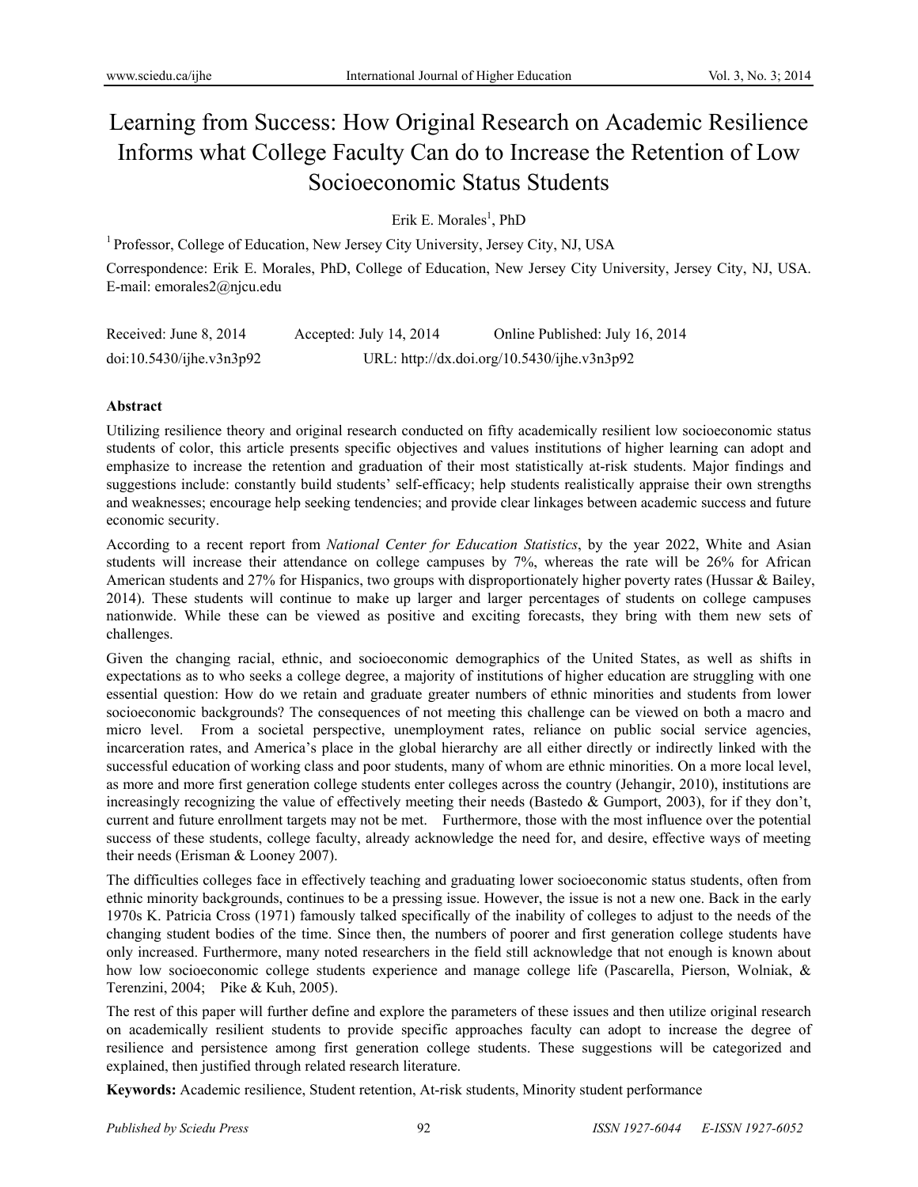# Learning from Success: How Original Research on Academic Resilience Informs what College Faculty Can do to Increase the Retention of Low Socioeconomic Status Students

Erik E. Morales[1], PhD

[1] Professor, College of Education, New Jersey City University, Jersey City, NJ, USA

Correspondence: Erik E. Morales, PhD, College of Education, New Jersey City University, Jersey City, NJ, USA. E-mail: emorales2@njcu.edu

Received: June 8, 2014 Accepted: July 14, 2014 Online Published: July 16, 2014

doi:10.5430/ijhe.v3n3p92 URL: http://dx.doi.org/10.5430/ijhe.v3n3p92

**Abstract**

Utilizing resilience theory and original research conducted on fifty academically resilient low socioeconomic status students of color, this article presents specific objectives and values institutions of higher learning can adopt and emphasize to increase the retention and graduation of their most statistically at-risk students. Major findings and suggestions include: constantly build students' self-efficacy; help students realistically appraise their own strengths and weaknesses; encourage help seeking tendencies; and provide clear linkages between academic success and future economic security.

According to a recent report from *National Center for Education Statistics*, by the year 2022, White and Asian students will increase their attendance on college campuses by 7%, whereas the rate will be 26% for African American students and 27% for Hispanics, two groups with disproportionately higher poverty rates (Hussar & Bailey, 2014). These students will continue to make up larger and larger percentages of students on college campuses nationwide. While these can be viewed as positive and exciting forecasts, they bring with them new sets of challenges.

Given the changing racial, ethnic, and socioeconomic demographics of the United States, as well as shifts in expectations as to who seeks a college degree, a majority of institutions of higher education are struggling with one essential question: How do we retain and graduate greater numbers of ethnic minorities and students from lower socioeconomic backgrounds? The consequences of not meeting this challenge can be viewed on both a macro and micro level. From a societal perspective, unemployment rates, reliance on public social service agencies, incarceration rates, and America's place in the global hierarchy are all either directly or indirectly linked with the successful education of working class and poor students, many of whom are ethnic minorities. On a more local level, as more and more first generation college students enter colleges across the country (Jehangir, 2010), institutions are increasingly recognizing the value of effectively meeting their needs (Bastedo & Gumport, 2003), for if they don't, current and future enrollment targets may not be met. Furthermore, those with the most influence over the potential success of these students, college faculty, already acknowledge the need for, and desire, effective ways of meeting their needs (Erisman & Looney 2007).

The difficulties colleges face in effectively teaching and graduating lower socioeconomic status students, often from ethnic minority backgrounds, continues to be a pressing issue. However, the issue is not a new one. Back in the early 1970s K. Patricia Cross (1971) famously talked specifically of the inability of colleges to adjust to the needs of the changing student bodies of the time. Since then, the numbers of poorer and first generation college students have only increased. Furthermore, many noted researchers in the field still acknowledge that not enough is known about how low socioeconomic college students experience and manage college life (Pascarella, Pierson, Wolniak, & Terenzini, 2004; Pike & Kuh, 2005).

The rest of this paper will further define and explore the parameters of these issues and then utilize original research on academically resilient students to provide specific approaches faculty can adopt to increase the degree of resilience and persistence among first generation college students. These suggestions will be categorized and explained, then justified through related research literature.

**Keywords:** Academic resilience, Student retention, At-risk students, Minority student performance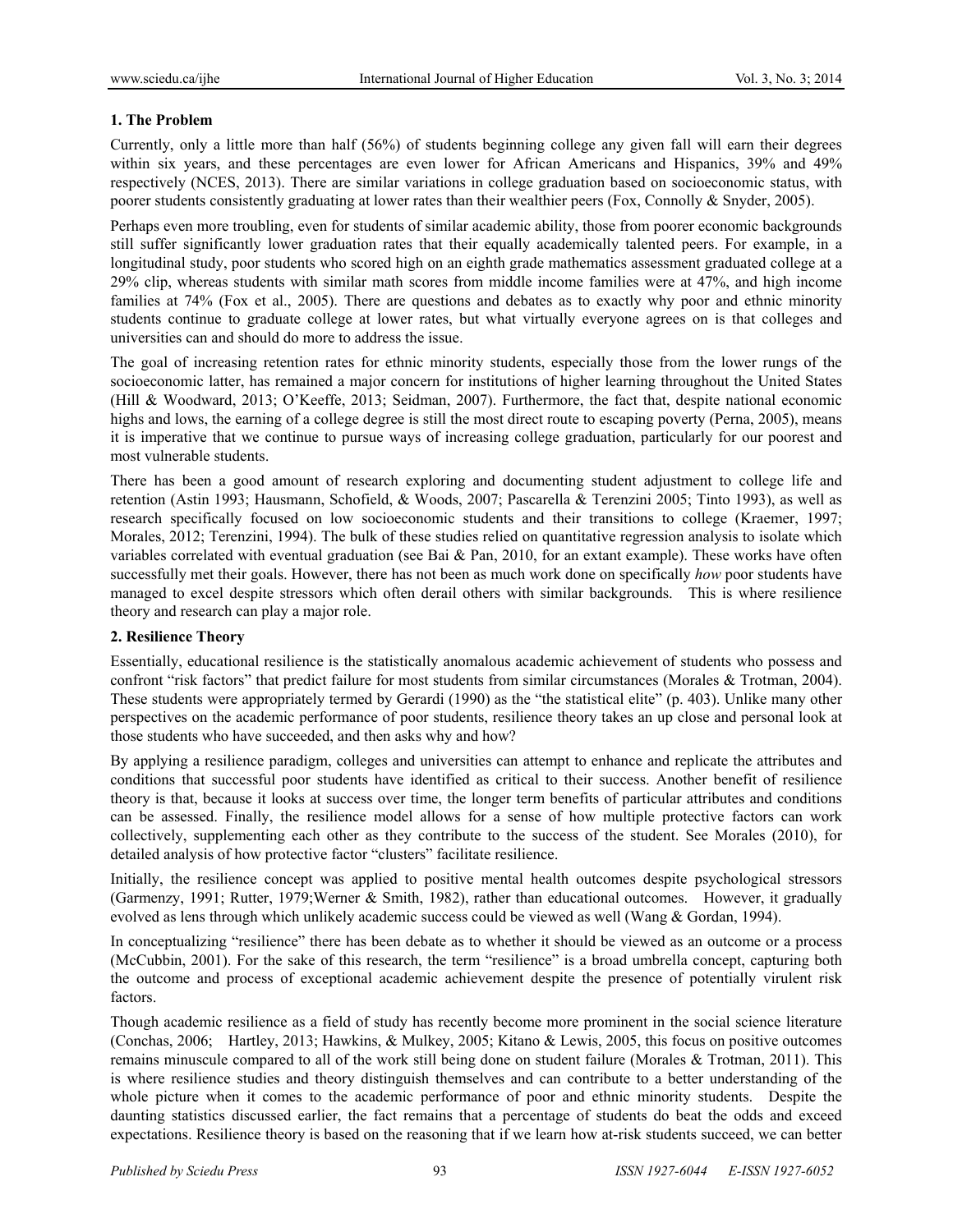## 1. The Problem

Currently, only a little more than half (56%) of students beginning college any given fall will earn their degrees within six years, and these percentages are even lower for African Americans and Hispanics, 39% and 49% respectively (NCES, 2013). There are similar variations in college graduation based on socioeconomic status, with poorer students consistently graduating at lower rates than their wealthier peers (Fox, Connolly & Snyder, 2005).

Perhaps even more troubling, even for students of similar academic ability, those from poorer economic backgrounds still suffer significantly lower graduation rates that their equally academically talented peers. For example, in a longitudinal study, poor students who scored high on an eighth grade mathematics assessment graduated college at a 29% clip, whereas students with similar math scores from middle income families were at 47%, and high income families at 74% (Fox et al., 2005). There are questions and debates as to exactly why poor and ethnic minority students continue to graduate college at lower rates, but what virtually everyone agrees on is that colleges and universities can and should do more to address the issue.

The goal of increasing retention rates for ethnic minority students, especially those from the lower rungs of the socioeconomic latter, has remained a major concern for institutions of higher learning throughout the United States (Hill & Woodward, 2013; O'Keeffe, 2013; Seidman, 2007). Furthermore, the fact that, despite national economic highs and lows, the earning of a college degree is still the most direct route to escaping poverty (Perna, 2005), means it is imperative that we continue to pursue ways of increasing college graduation, particularly for our poorest and most vulnerable students.

There has been a good amount of research exploring and documenting student adjustment to college life and retention (Astin 1993; Hausmann, Schofield, & Woods, 2007; Pascarella & Terenzini 2005; Tinto 1993), as well as research specifically focused on low socioeconomic students and their transitions to college (Kraemer, 1997; Morales, 2012; Terenzini, 1994). The bulk of these studies relied on quantitative regression analysis to isolate which variables correlated with eventual graduation (see Bai & Pan, 2010, for an extant example). These works have often successfully met their goals. However, there has not been as much work done on specifically *how* poor students have managed to excel despite stressors which often derail others with similar backgrounds. This is where resilience theory and research can play a major role.

## 2. Resilience Theory

Essentially, educational resilience is the statistically anomalous academic achievement of students who possess and confront "risk factors" that predict failure for most students from similar circumstances (Morales & Trotman, 2004). These students were appropriately termed by Gerardi (1990) as the "the statistical elite" (p. 403). Unlike many other perspectives on the academic performance of poor students, resilience theory takes an up close and personal look at those students who have succeeded, and then asks why and how?

By applying a resilience paradigm, colleges and universities can attempt to enhance and replicate the attributes and conditions that successful poor students have identified as critical to their success. Another benefit of resilience theory is that, because it looks at success over time, the longer term benefits of particular attributes and conditions can be assessed. Finally, the resilience model allows for a sense of how multiple protective factors can work collectively, supplementing each other as they contribute to the success of the student. See Morales (2010), for detailed analysis of how protective factor "clusters" facilitate resilience.

Initially, the resilience concept was applied to positive mental health outcomes despite psychological stressors (Garmenzy, 1991; Rutter, 1979;Werner & Smith, 1982), rather than educational outcomes. However, it gradually evolved as lens through which unlikely academic success could be viewed as well (Wang & Gordan, 1994).

In conceptualizing "resilience" there has been debate as to whether it should be viewed as an outcome or a process (McCubbin, 2001). For the sake of this research, the term "resilience" is a broad umbrella concept, capturing both the outcome and process of exceptional academic achievement despite the presence of potentially virulent risk factors.

Though academic resilience as a field of study has recently become more prominent in the social science literature (Conchas, 2006; Hartley, 2013; Hawkins, & Mulkey, 2005; Kitano & Lewis, 2005, this focus on positive outcomes remains minuscule compared to all of the work still being done on student failure (Morales & Trotman, 2011). This is where resilience studies and theory distinguish themselves and can contribute to a better understanding of the whole picture when it comes to the academic performance of poor and ethnic minority students. Despite the daunting statistics discussed earlier, the fact remains that a percentage of students do beat the odds and exceed expectations. Resilience theory is based on the reasoning that if we learn how at-risk students succeed, we can better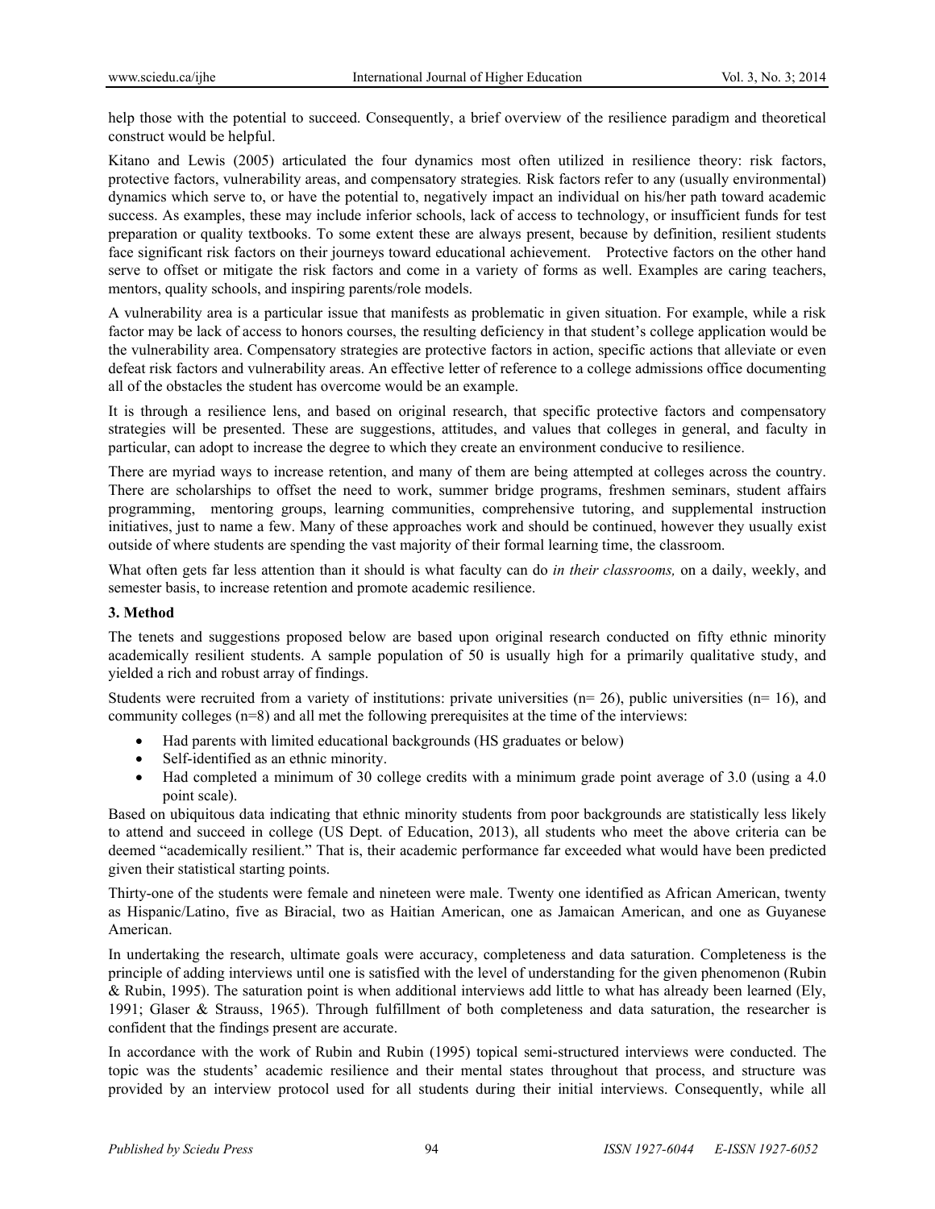help those with the potential to succeed. Consequently, a brief overview of the resilience paradigm and theoretical construct would be helpful.

Kitano and Lewis (2005) articulated the four dynamics most often utilized in resilience theory: risk factors, protective factors, vulnerability areas, and compensatory strategies*.* Risk factors refer to any (usually environmental) dynamics which serve to, or have the potential to, negatively impact an individual on his/her path toward academic success. As examples, these may include inferior schools, lack of access to technology, or insufficient funds for test preparation or quality textbooks. To some extent these are always present, because by definition, resilient students face significant risk factors on their journeys toward educational achievement. Protective factors on the other hand serve to offset or mitigate the risk factors and come in a variety of forms as well. Examples are caring teachers, mentors, quality schools, and inspiring parents/role models.

A vulnerability area is a particular issue that manifests as problematic in given situation. For example, while a risk factor may be lack of access to honors courses, the resulting deficiency in that student's college application would be the vulnerability area. Compensatory strategies are protective factors in action, specific actions that alleviate or even defeat risk factors and vulnerability areas. An effective letter of reference to a college admissions office documenting all of the obstacles the student has overcome would be an example.

It is through a resilience lens, and based on original research, that specific protective factors and compensatory strategies will be presented. These are suggestions, attitudes, and values that colleges in general, and faculty in particular, can adopt to increase the degree to which they create an environment conducive to resilience.

There are myriad ways to increase retention, and many of them are being attempted at colleges across the country. There are scholarships to offset the need to work, summer bridge programs, freshmen seminars, student affairs programming, mentoring groups, learning communities, comprehensive tutoring, and supplemental instruction initiatives, just to name a few. Many of these approaches work and should be continued, however they usually exist outside of where students are spending the vast majority of their formal learning time, the classroom.

What often gets far less attention than it should is what faculty can do *in their classrooms,* on a daily, weekly, and semester basis, to increase retention and promote academic resilience.

**3. Method**

The tenets and suggestions proposed below are based upon original research conducted on fifty ethnic minority academically resilient students. A sample population of 50 is usually high for a primarily qualitative study, and yielded a rich and robust array of findings.

Students were recruited from a variety of institutions: private universities (n= 26), public universities (n= 16), and community colleges (n=8) and all met the following prerequisites at the time of the interviews:

- Had parents with limited educational backgrounds (HS graduates or below)
- Self-identified as an ethnic minority.
- Had completed a minimum of 30 college credits with a minimum grade point average of 3.0 (using a 4.0 point scale).

Based on ubiquitous data indicating that ethnic minority students from poor backgrounds are statistically less likely to attend and succeed in college (US Dept. of Education, 2013), all students who meet the above criteria can be deemed "academically resilient." That is, their academic performance far exceeded what would have been predicted given their statistical starting points.

Thirty-one of the students were female and nineteen were male. Twenty one identified as African American, twenty as Hispanic/Latino, five as Biracial, two as Haitian American, one as Jamaican American, and one as Guyanese American.

In undertaking the research, ultimate goals were accuracy, completeness and data saturation. Completeness is the principle of adding interviews until one is satisfied with the level of understanding for the given phenomenon (Rubin & Rubin, 1995). The saturation point is when additional interviews add little to what has already been learned (Ely, 1991; Glaser & Strauss, 1965). Through fulfillment of both completeness and data saturation, the researcher is confident that the findings present are accurate.

In accordance with the work of Rubin and Rubin (1995) topical semi-structured interviews were conducted. The topic was the students' academic resilience and their mental states throughout that process, and structure was provided by an interview protocol used for all students during their initial interviews. Consequently, while all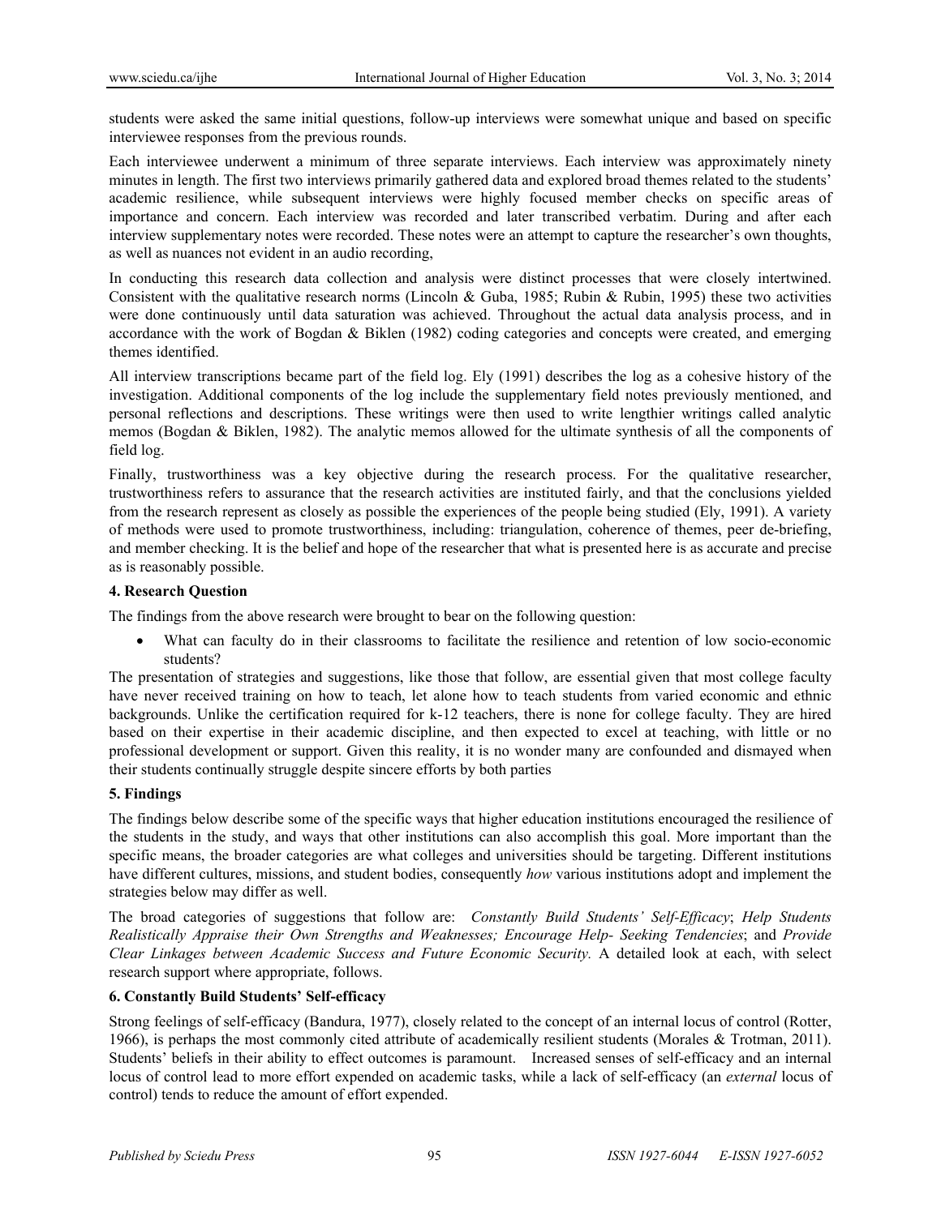students were asked the same initial questions, follow-up interviews were somewhat unique and based on specific interviewee responses from the previous rounds.

Each interviewee underwent a minimum of three separate interviews. Each interview was approximately ninety minutes in length. The first two interviews primarily gathered data and explored broad themes related to the students' academic resilience, while subsequent interviews were highly focused member checks on specific areas of importance and concern. Each interview was recorded and later transcribed verbatim. During and after each interview supplementary notes were recorded. These notes were an attempt to capture the researcher's own thoughts, as well as nuances not evident in an audio recording,

In conducting this research data collection and analysis were distinct processes that were closely intertwined. Consistent with the qualitative research norms (Lincoln & Guba, 1985; Rubin & Rubin, 1995) these two activities were done continuously until data saturation was achieved. Throughout the actual data analysis process, and in accordance with the work of Bogdan & Biklen (1982) coding categories and concepts were created, and emerging themes identified.

All interview transcriptions became part of the field log. Ely (1991) describes the log as a cohesive history of the investigation. Additional components of the log include the supplementary field notes previously mentioned, and personal reflections and descriptions. These writings were then used to write lengthier writings called analytic memos (Bogdan & Biklen, 1982). The analytic memos allowed for the ultimate synthesis of all the components of field log.

Finally, trustworthiness was a key objective during the research process. For the qualitative researcher, trustworthiness refers to assurance that the research activities are instituted fairly, and that the conclusions yielded from the research represent as closely as possible the experiences of the people being studied (Ely, 1991). A variety of methods were used to promote trustworthiness, including: triangulation, coherence of themes, peer de-briefing, and member checking. It is the belief and hope of the researcher that what is presented here is as accurate and precise as is reasonably possible.

### 4. Research Question

The findings from the above research were brought to bear on the following question:

- What can faculty do in their classrooms to facilitate the resilience and retention of low socio-economic students?

The presentation of strategies and suggestions, like those that follow, are essential given that most college faculty have never received training on how to teach, let alone how to teach students from varied economic and ethnic backgrounds. Unlike the certification required for k-12 teachers, there is none for college faculty. They are hired based on their expertise in their academic discipline, and then expected to excel at teaching, with little or no professional development or support. Given this reality, it is no wonder many are confounded and dismayed when their students continually struggle despite sincere efforts by both parties

### 5. Findings

The findings below describe some of the specific ways that higher education institutions encouraged the resilience of the students in the study, and ways that other institutions can also accomplish this goal. More important than the specific means, the broader categories are what colleges and universities should be targeting. Different institutions have different cultures, missions, and student bodies, consequently *how* various institutions adopt and implement the strategies below may differ as well.

The broad categories of suggestions that follow are: *Constantly Build Students' Self-Efficacy*; *Help Students Realistically Appraise their Own Strengths and Weaknesses; Encourage Help- Seeking Tendencies*; and *Provide Clear Linkages between Academic Success and Future Economic Security.* A detailed look at each, with select research support where appropriate, follows.

### 6. Constantly Build Students' Self-efficacy

Strong feelings of self-efficacy (Bandura, 1977), closely related to the concept of an internal locus of control (Rotter, 1966), is perhaps the most commonly cited attribute of academically resilient students (Morales & Trotman, 2011). Students' beliefs in their ability to effect outcomes is paramount. Increased senses of self-efficacy and an internal locus of control lead to more effort expended on academic tasks, while a lack of self-efficacy (an *external* locus of control) tends to reduce the amount of effort expended.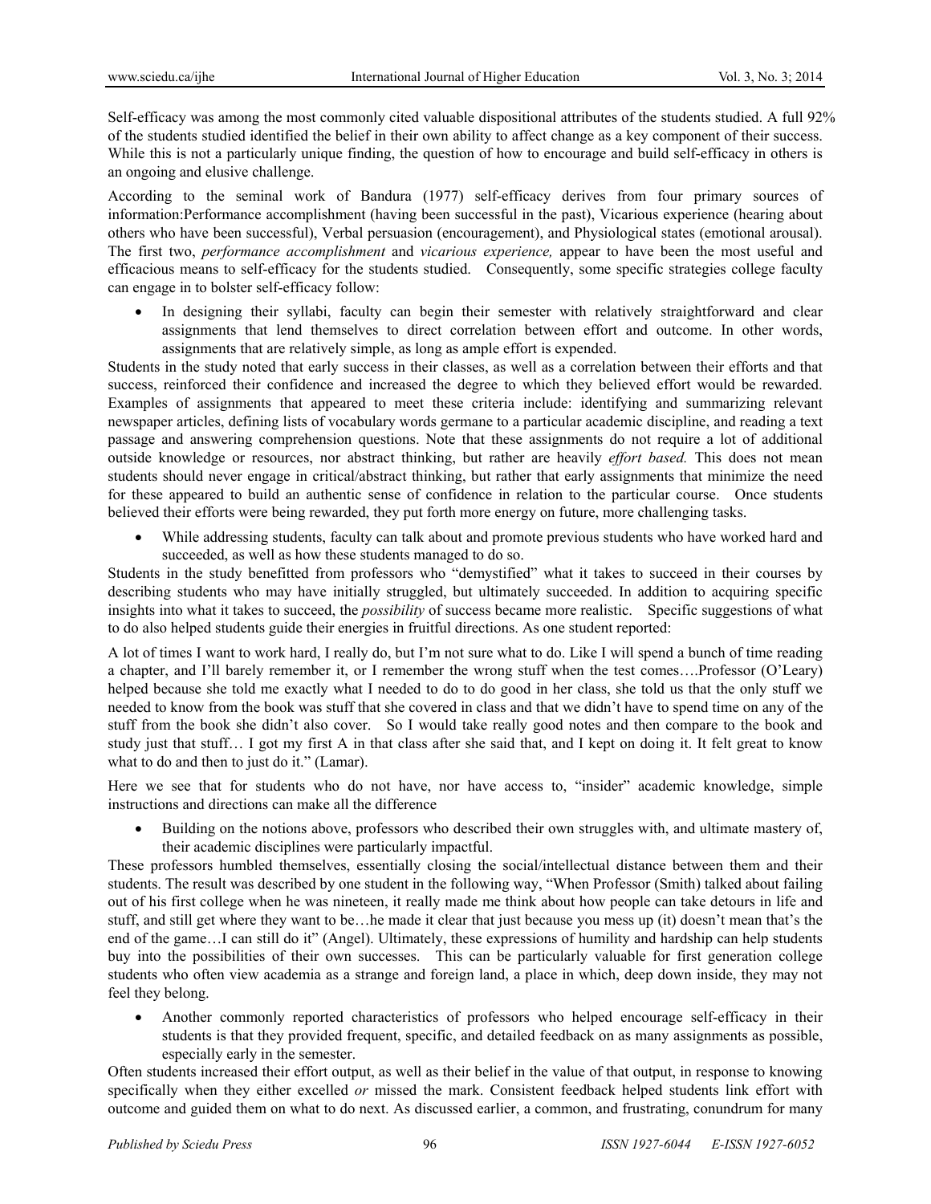Self-efficacy was among the most commonly cited valuable dispositional attributes of the students studied. A full 92% of the students studied identified the belief in their own ability to affect change as a key component of their success. While this is not a particularly unique finding, the question of how to encourage and build self-efficacy in others is an ongoing and elusive challenge.

According to the seminal work of Bandura (1977) self-efficacy derives from four primary sources of information:Performance accomplishment (having been successful in the past), Vicarious experience (hearing about others who have been successful), Verbal persuasion (encouragement), and Physiological states (emotional arousal). The first two, *performance accomplishment* and *vicarious experience,* appear to have been the most useful and efficacious means to self-efficacy for the students studied. Consequently, some specific strategies college faculty can engage in to bolster self-efficacy follow:

- In designing their syllabi, faculty can begin their semester with relatively straightforward and clear assignments that lend themselves to direct correlation between effort and outcome. In other words, assignments that are relatively simple, as long as ample effort is expended.

Students in the study noted that early success in their classes, as well as a correlation between their efforts and that success, reinforced their confidence and increased the degree to which they believed effort would be rewarded. Examples of assignments that appeared to meet these criteria include: identifying and summarizing relevant newspaper articles, defining lists of vocabulary words germane to a particular academic discipline, and reading a text passage and answering comprehension questions. Note that these assignments do not require a lot of additional outside knowledge or resources, nor abstract thinking, but rather are heavily *effort based.* This does not mean students should never engage in critical/abstract thinking, but rather that early assignments that minimize the need for these appeared to build an authentic sense of confidence in relation to the particular course. Once students believed their efforts were being rewarded, they put forth more energy on future, more challenging tasks.

- While addressing students, faculty can talk about and promote previous students who have worked hard and succeeded, as well as how these students managed to do so.

Students in the study benefitted from professors who "demystified" what it takes to succeed in their courses by describing students who may have initially struggled, but ultimately succeeded. In addition to acquiring specific insights into what it takes to succeed, the *possibility* of success became more realistic. Specific suggestions of what to do also helped students guide their energies in fruitful directions. As one student reported:

A lot of times I want to work hard, I really do, but I'm not sure what to do. Like I will spend a bunch of time reading a chapter, and I'll barely remember it, or I remember the wrong stuff when the test comes….Professor (O'Leary) helped because she told me exactly what I needed to do to do good in her class, she told us that the only stuff we needed to know from the book was stuff that she covered in class and that we didn't have to spend time on any of the stuff from the book she didn't also cover. So I would take really good notes and then compare to the book and study just that stuff… I got my first A in that class after she said that, and I kept on doing it. It felt great to know what to do and then to just do it." (Lamar).

Here we see that for students who do not have, nor have access to, "insider" academic knowledge, simple instructions and directions can make all the difference

- Building on the notions above, professors who described their own struggles with, and ultimate mastery of, their academic disciplines were particularly impactful.

These professors humbled themselves, essentially closing the social/intellectual distance between them and their students. The result was described by one student in the following way, "When Professor (Smith) talked about failing out of his first college when he was nineteen, it really made me think about how people can take detours in life and stuff, and still get where they want to be…he made it clear that just because you mess up (it) doesn't mean that's the end of the game…I can still do it" (Angel). Ultimately, these expressions of humility and hardship can help students buy into the possibilities of their own successes. This can be particularly valuable for first generation college students who often view academia as a strange and foreign land, a place in which, deep down inside, they may not feel they belong.

- Another commonly reported characteristics of professors who helped encourage self-efficacy in their students is that they provided frequent, specific, and detailed feedback on as many assignments as possible, especially early in the semester.

Often students increased their effort output, as well as their belief in the value of that output, in response to knowing specifically when they either excelled *or* missed the mark. Consistent feedback helped students link effort with outcome and guided them on what to do next. As discussed earlier, a common, and frustrating, conundrum for many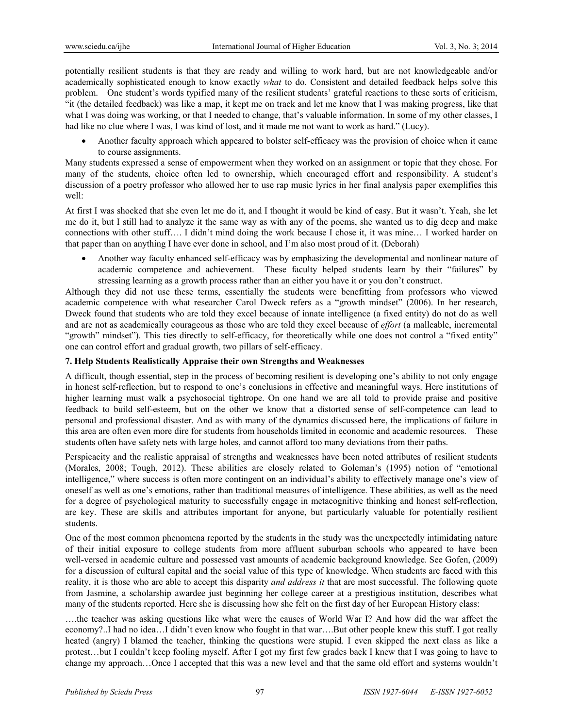potentially resilient students is that they are ready and willing to work hard, but are not knowledgeable and/or academically sophisticated enough to know exactly *what* to do. Consistent and detailed feedback helps solve this problem. One student's words typified many of the resilient students' grateful reactions to these sorts of criticism, "it (the detailed feedback) was like a map, it kept me on track and let me know that I was making progress, like that what I was doing was working, or that I needed to change, that's valuable information. In some of my other classes, I had like no clue where I was, I was kind of lost, and it made me not want to work as hard." (Lucy).

- Another faculty approach which appeared to bolster self-efficacy was the provision of choice when it came to course assignments.

Many students expressed a sense of empowerment when they worked on an assignment or topic that they chose. For many of the students, choice often led to ownership, which encouraged effort and responsibility. A student's discussion of a poetry professor who allowed her to use rap music lyrics in her final analysis paper exemplifies this well:

At first I was shocked that she even let me do it, and I thought it would be kind of easy. But it wasn't. Yeah, she let me do it, but I still had to analyze it the same way as with any of the poems, she wanted us to dig deep and make connections with other stuff…. I didn't mind doing the work because I chose it, it was mine… I worked harder on that paper than on anything I have ever done in school, and I'm also most proud of it. (Deborah)

- Another way faculty enhanced self-efficacy was by emphasizing the developmental and nonlinear nature of academic competence and achievement. These faculty helped students learn by their "failures" by stressing learning as a growth process rather than an either you have it or you don't construct.

Although they did not use these terms, essentially the students were benefitting from professors who viewed academic competence with what researcher Carol Dweck refers as a "growth mindset" (2006). In her research, Dweck found that students who are told they excel because of innate intelligence (a fixed entity) do not do as well and are not as academically courageous as those who are told they excel because of *effort* (a malleable, incremental "growth" mindset"). This ties directly to self-efficacy, for theoretically while one does not control a "fixed entity" one can control effort and gradual growth, two pillars of self-efficacy.

### 7. Help Students Realistically Appraise their own Strengths and Weaknesses

A difficult, though essential, step in the process of becoming resilient is developing one's ability to not only engage in honest self-reflection, but to respond to one's conclusions in effective and meaningful ways. Here institutions of higher learning must walk a psychosocial tightrope. On one hand we are all told to provide praise and positive feedback to build self-esteem, but on the other we know that a distorted sense of self-competence can lead to personal and professional disaster. And as with many of the dynamics discussed here, the implications of failure in this area are often even more dire for students from households limited in economic and academic resources. These students often have safety nets with large holes, and cannot afford too many deviations from their paths.

Perspicacity and the realistic appraisal of strengths and weaknesses have been noted attributes of resilient students (Morales, 2008; Tough, 2012). These abilities are closely related to Goleman's (1995) notion of "emotional intelligence," where success is often more contingent on an individual's ability to effectively manage one's view of oneself as well as one's emotions, rather than traditional measures of intelligence. These abilities, as well as the need for a degree of psychological maturity to successfully engage in metacognitive thinking and honest self-reflection, are key. These are skills and attributes important for anyone, but particularly valuable for potentially resilient students.

One of the most common phenomena reported by the students in the study was the unexpectedly intimidating nature of their initial exposure to college students from more affluent suburban schools who appeared to have been well-versed in academic culture and possessed vast amounts of academic background knowledge. See Gofen, (2009) for a discussion of cultural capital and the social value of this type of knowledge. When students are faced with this reality, it is those who are able to accept this disparity *and address it* that are most successful. The following quote from Jasmine, a scholarship awardee just beginning her college career at a prestigious institution, describes what many of the students reported. Here she is discussing how she felt on the first day of her European History class:

….the teacher was asking questions like what were the causes of World War I? And how did the war affect the economy?..I had no idea…I didn't even know who fought in that war….But other people knew this stuff. I got really heated (angry) I blamed the teacher, thinking the questions were stupid. I even skipped the next class as like a protest…but I couldn't keep fooling myself. After I got my first few grades back I knew that I was going to have to change my approach…Once I accepted that this was a new level and that the same old effort and systems wouldn't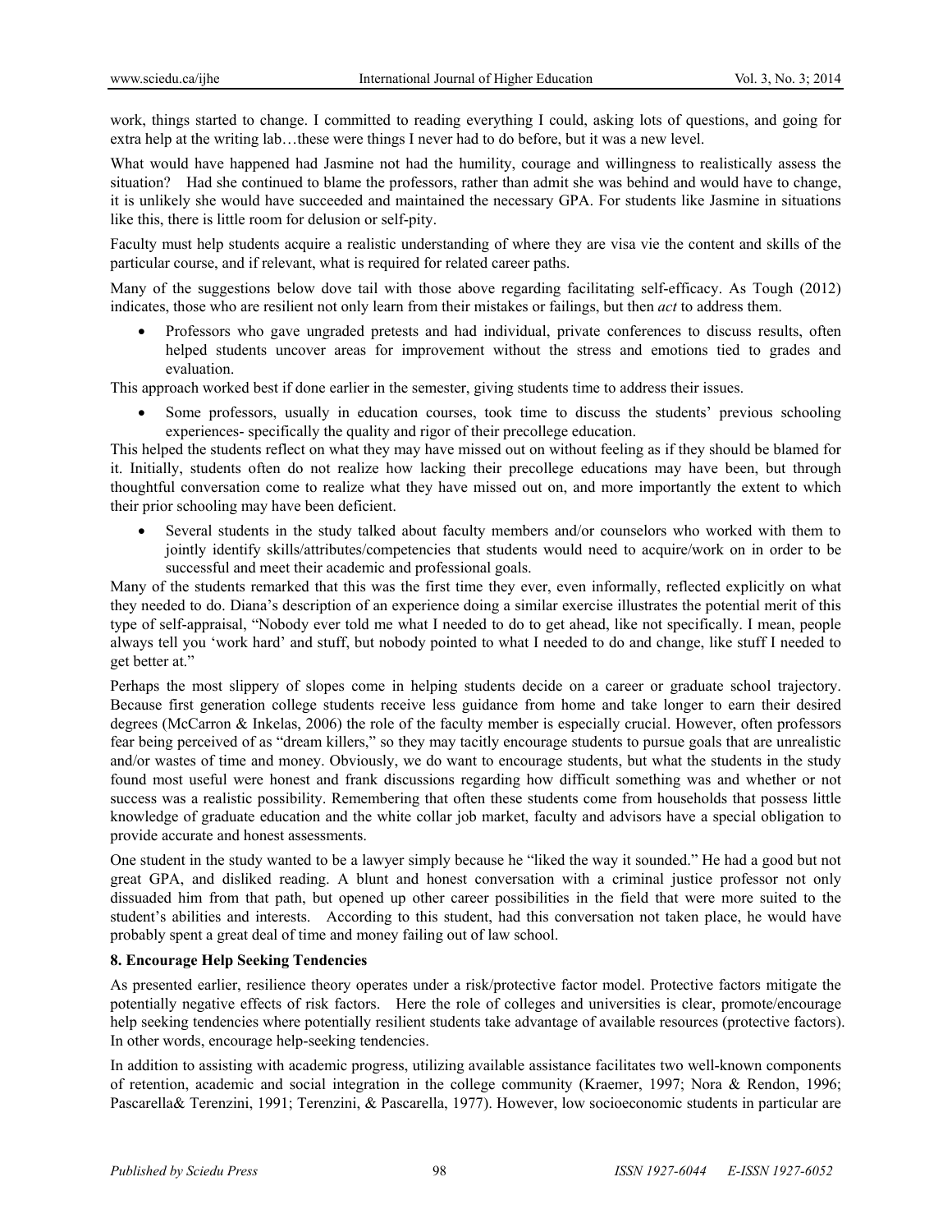work, things started to change. I committed to reading everything I could, asking lots of questions, and going for extra help at the writing lab…these were things I never had to do before, but it was a new level.

What would have happened had Jasmine not had the humility, courage and willingness to realistically assess the situation? Had she continued to blame the professors, rather than admit she was behind and would have to change, it is unlikely she would have succeeded and maintained the necessary GPA. For students like Jasmine in situations like this, there is little room for delusion or self-pity.

Faculty must help students acquire a realistic understanding of where they are visa vie the content and skills of the particular course, and if relevant, what is required for related career paths.

Many of the suggestions below dove tail with those above regarding facilitating self-efficacy. As Tough (2012) indicates, those who are resilient not only learn from their mistakes or failings, but then *act* to address them.

- Professors who gave ungraded pretests and had individual, private conferences to discuss results, often helped students uncover areas for improvement without the stress and emotions tied to grades and evaluation.

This approach worked best if done earlier in the semester, giving students time to address their issues.

- Some professors, usually in education courses, took time to discuss the students' previous schooling experiences- specifically the quality and rigor of their precollege education.

This helped the students reflect on what they may have missed out on without feeling as if they should be blamed for it. Initially, students often do not realize how lacking their precollege educations may have been, but through thoughtful conversation come to realize what they have missed out on, and more importantly the extent to which their prior schooling may have been deficient.

- Several students in the study talked about faculty members and/or counselors who worked with them to jointly identify skills/attributes/competencies that students would need to acquire/work on in order to be successful and meet their academic and professional goals.

Many of the students remarked that this was the first time they ever, even informally, reflected explicitly on what they needed to do. Diana's description of an experience doing a similar exercise illustrates the potential merit of this type of self-appraisal, "Nobody ever told me what I needed to do to get ahead, like not specifically. I mean, people always tell you 'work hard' and stuff, but nobody pointed to what I needed to do and change, like stuff I needed to get better at."

Perhaps the most slippery of slopes come in helping students decide on a career or graduate school trajectory. Because first generation college students receive less guidance from home and take longer to earn their desired degrees (McCarron & Inkelas, 2006) the role of the faculty member is especially crucial. However, often professors fear being perceived of as "dream killers," so they may tacitly encourage students to pursue goals that are unrealistic and/or wastes of time and money. Obviously, we do want to encourage students, but what the students in the study found most useful were honest and frank discussions regarding how difficult something was and whether or not success was a realistic possibility. Remembering that often these students come from households that possess little knowledge of graduate education and the white collar job market, faculty and advisors have a special obligation to provide accurate and honest assessments.

One student in the study wanted to be a lawyer simply because he "liked the way it sounded." He had a good but not great GPA, and disliked reading. A blunt and honest conversation with a criminal justice professor not only dissuaded him from that path, but opened up other career possibilities in the field that were more suited to the student's abilities and interests. According to this student, had this conversation not taken place, he would have probably spent a great deal of time and money failing out of law school.

### 8. Encourage Help Seeking Tendencies

As presented earlier, resilience theory operates under a risk/protective factor model. Protective factors mitigate the potentially negative effects of risk factors. Here the role of colleges and universities is clear, promote/encourage help seeking tendencies where potentially resilient students take advantage of available resources (protective factors). In other words, encourage help-seeking tendencies.

In addition to assisting with academic progress, utilizing available assistance facilitates two well-known components of retention, academic and social integration in the college community (Kraemer, 1997; Nora & Rendon, 1996; Pascarella& Terenzini, 1991; Terenzini, & Pascarella, 1977). However, low socioeconomic students in particular are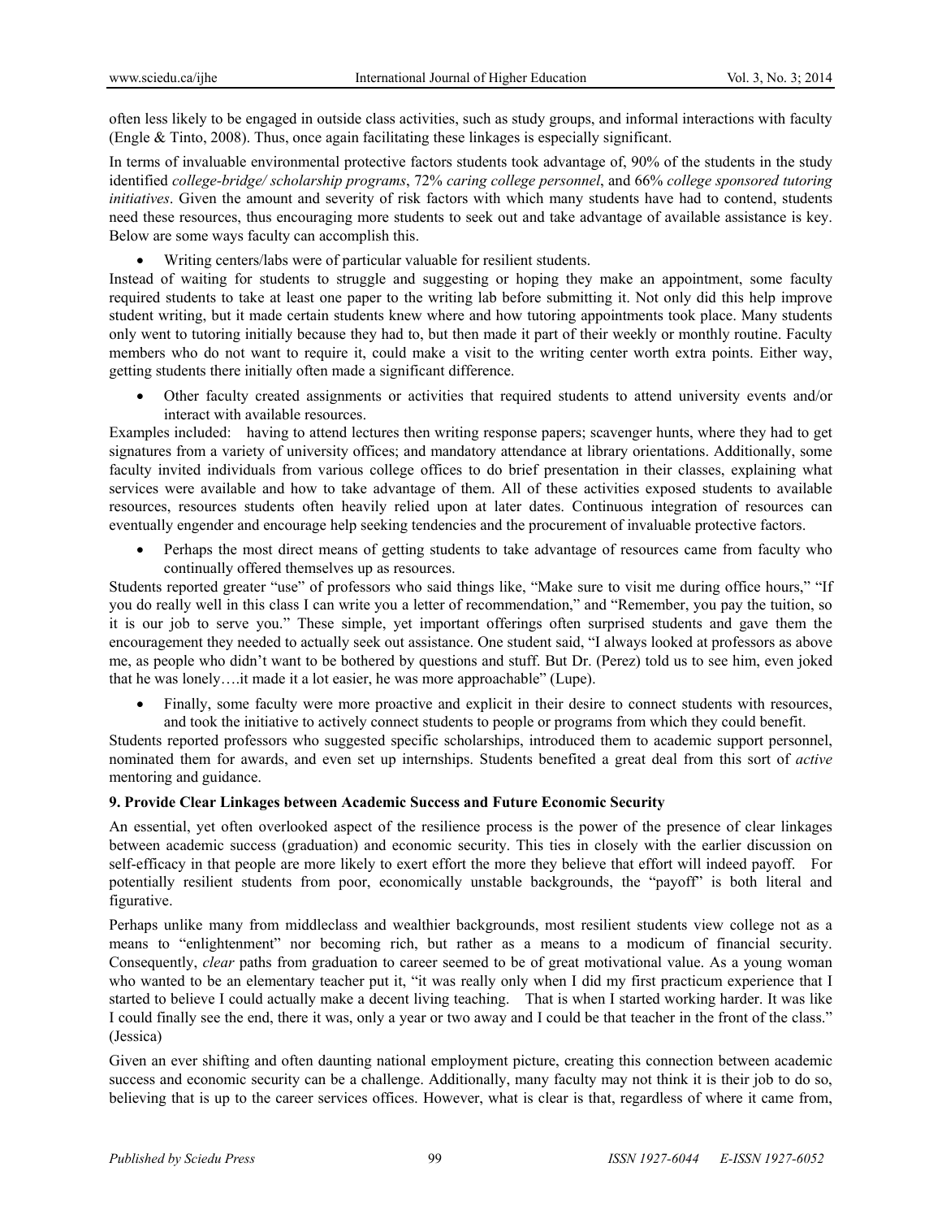often less likely to be engaged in outside class activities, such as study groups, and informal interactions with faculty (Engle & Tinto, 2008). Thus, once again facilitating these linkages is especially significant.

In terms of invaluable environmental protective factors students took advantage of, 90% of the students in the study identified *college-bridge/ scholarship programs*, 72% *caring college personnel*, and 66% *college sponsored tutoring initiatives*. Given the amount and severity of risk factors with which many students have had to contend, students need these resources, thus encouraging more students to seek out and take advantage of available assistance is key. Below are some ways faculty can accomplish this.

- Writing centers/labs were of particular valuable for resilient students.

Instead of waiting for students to struggle and suggesting or hoping they make an appointment, some faculty required students to take at least one paper to the writing lab before submitting it. Not only did this help improve student writing, but it made certain students knew where and how tutoring appointments took place. Many students only went to tutoring initially because they had to, but then made it part of their weekly or monthly routine. Faculty members who do not want to require it, could make a visit to the writing center worth extra points. Either way, getting students there initially often made a significant difference.

- Other faculty created assignments or activities that required students to attend university events and/or interact with available resources.

Examples included: having to attend lectures then writing response papers; scavenger hunts, where they had to get signatures from a variety of university offices; and mandatory attendance at library orientations. Additionally, some faculty invited individuals from various college offices to do brief presentation in their classes, explaining what services were available and how to take advantage of them. All of these activities exposed students to available resources, resources students often heavily relied upon at later dates. Continuous integration of resources can eventually engender and encourage help seeking tendencies and the procurement of invaluable protective factors.

- Perhaps the most direct means of getting students to take advantage of resources came from faculty who continually offered themselves up as resources.

Students reported greater "use" of professors who said things like, "Make sure to visit me during office hours," "If you do really well in this class I can write you a letter of recommendation," and "Remember, you pay the tuition, so it is our job to serve you." These simple, yet important offerings often surprised students and gave them the encouragement they needed to actually seek out assistance. One student said, "I always looked at professors as above me, as people who didn't want to be bothered by questions and stuff. But Dr. (Perez) told us to see him, even joked that he was lonely….it made it a lot easier, he was more approachable" (Lupe).

- Finally, some faculty were more proactive and explicit in their desire to connect students with resources, and took the initiative to actively connect students to people or programs from which they could benefit.

Students reported professors who suggested specific scholarships, introduced them to academic support personnel, nominated them for awards, and even set up internships. Students benefited a great deal from this sort of *active* mentoring and guidance.

### 9. Provide Clear Linkages between Academic Success and Future Economic Security

An essential, yet often overlooked aspect of the resilience process is the power of the presence of clear linkages between academic success (graduation) and economic security. This ties in closely with the earlier discussion on self-efficacy in that people are more likely to exert effort the more they believe that effort will indeed payoff. For potentially resilient students from poor, economically unstable backgrounds, the "payoff" is both literal and figurative.

Perhaps unlike many from middleclass and wealthier backgrounds, most resilient students view college not as a means to "enlightenment" nor becoming rich, but rather as a means to a modicum of financial security. Consequently, *clear* paths from graduation to career seemed to be of great motivational value. As a young woman who wanted to be an elementary teacher put it, "it was really only when I did my first practicum experience that I started to believe I could actually make a decent living teaching. That is when I started working harder. It was like I could finally see the end, there it was, only a year or two away and I could be that teacher in the front of the class." (Jessica)

Given an ever shifting and often daunting national employment picture, creating this connection between academic success and economic security can be a challenge. Additionally, many faculty may not think it is their job to do so, believing that is up to the career services offices. However, what is clear is that, regardless of where it came from,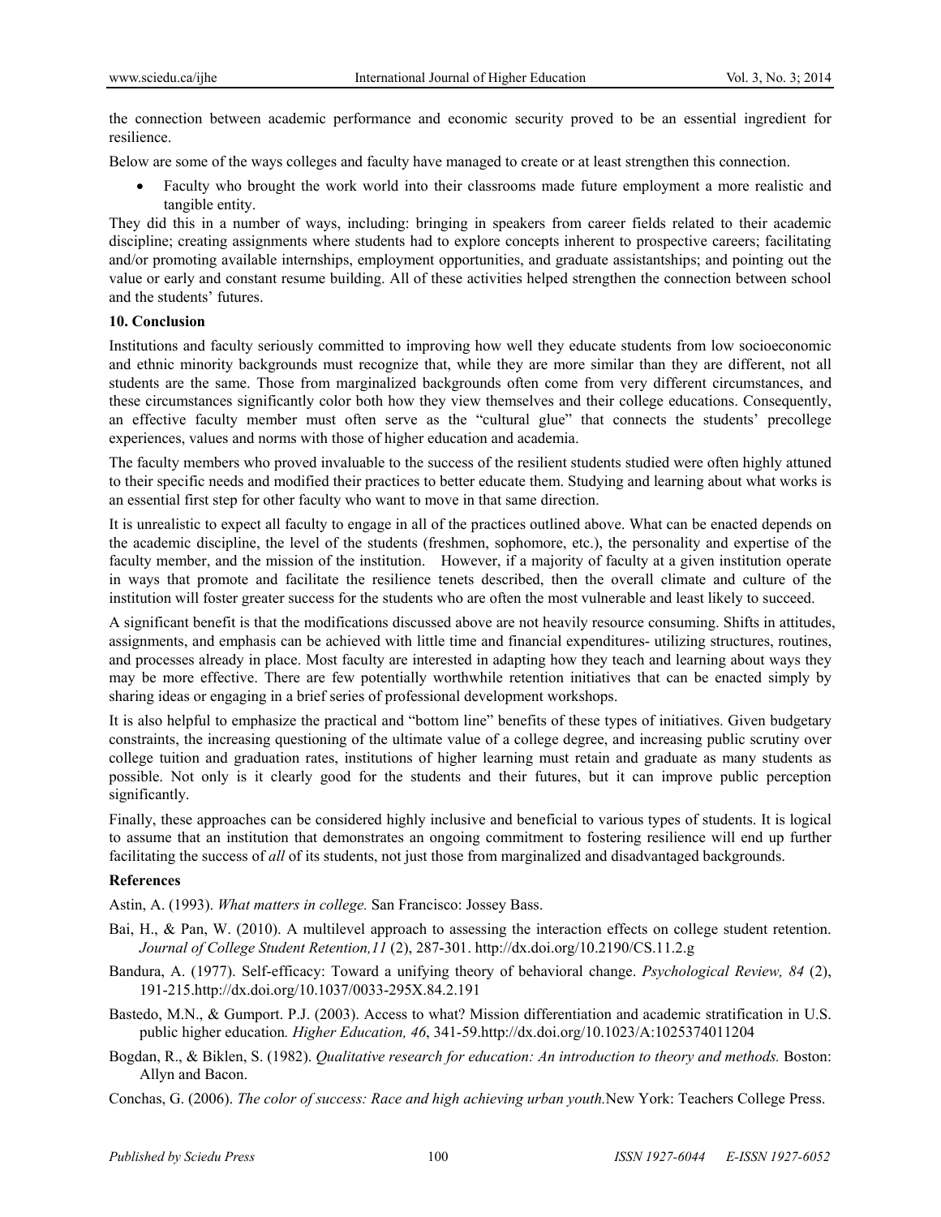the connection between academic performance and economic security proved to be an essential ingredient for resilience.

Below are some of the ways colleges and faculty have managed to create or at least strengthen this connection.

- Faculty who brought the work world into their classrooms made future employment a more realistic and tangible entity.

They did this in a number of ways, including: bringing in speakers from career fields related to their academic discipline; creating assignments where students had to explore concepts inherent to prospective careers; facilitating and/or promoting available internships, employment opportunities, and graduate assistantships; and pointing out the value or early and constant resume building. All of these activities helped strengthen the connection between school and the students' futures.

## 10. Conclusion

Institutions and faculty seriously committed to improving how well they educate students from low socioeconomic and ethnic minority backgrounds must recognize that, while they are more similar than they are different, not all students are the same. Those from marginalized backgrounds often come from very different circumstances, and these circumstances significantly color both how they view themselves and their college educations. Consequently, an effective faculty member must often serve as the "cultural glue" that connects the students' precollege experiences, values and norms with those of higher education and academia.

The faculty members who proved invaluable to the success of the resilient students studied were often highly attuned to their specific needs and modified their practices to better educate them. Studying and learning about what works is an essential first step for other faculty who want to move in that same direction.

It is unrealistic to expect all faculty to engage in all of the practices outlined above. What can be enacted depends on the academic discipline, the level of the students (freshmen, sophomore, etc.), the personality and expertise of the faculty member, and the mission of the institution. However, if a majority of faculty at a given institution operate in ways that promote and facilitate the resilience tenets described, then the overall climate and culture of the institution will foster greater success for the students who are often the most vulnerable and least likely to succeed.

A significant benefit is that the modifications discussed above are not heavily resource consuming. Shifts in attitudes, assignments, and emphasis can be achieved with little time and financial expenditures- utilizing structures, routines, and processes already in place. Most faculty are interested in adapting how they teach and learning about ways they may be more effective. There are few potentially worthwhile retention initiatives that can be enacted simply by sharing ideas or engaging in a brief series of professional development workshops.

It is also helpful to emphasize the practical and "bottom line" benefits of these types of initiatives. Given budgetary constraints, the increasing questioning of the ultimate value of a college degree, and increasing public scrutiny over college tuition and graduation rates, institutions of higher learning must retain and graduate as many students as possible. Not only is it clearly good for the students and their futures, but it can improve public perception significantly.

Finally, these approaches can be considered highly inclusive and beneficial to various types of students. It is logical to assume that an institution that demonstrates an ongoing commitment to fostering resilience will end up further facilitating the success of *all* of its students, not just those from marginalized and disadvantaged backgrounds.

## References

Astin, A. (1993). *What matters in college.* San Francisco: Jossey Bass.

Bai, H., & Pan, W. (2010). A multilevel approach to assessing the interaction effects on college student retention. *Journal of College Student Retention,11* (2), 287-301. http://dx.doi.org/10.2190/CS.11.2.g

Bandura, A. (1977). Self-efficacy: Toward a unifying theory of behavioral change. *Psychological Review, 84* (2), 191-215.http://dx.doi.org/10.1037/0033-295X.84.2.191

Bastedo, M.N., & Gumport. P.J. (2003). Access to what? Mission differentiation and academic stratification in U.S. public higher education*. Higher Education, 46*, 341-59.http://dx.doi.org/10.1023/A:1025374011204

Bogdan, R., & Biklen, S. (1982). *Qualitative research for education: An introduction to theory and methods.* Boston: Allyn and Bacon.

Conchas, G. (2006). *The color of success: Race and high achieving urban youth.*New York: Teachers College Press.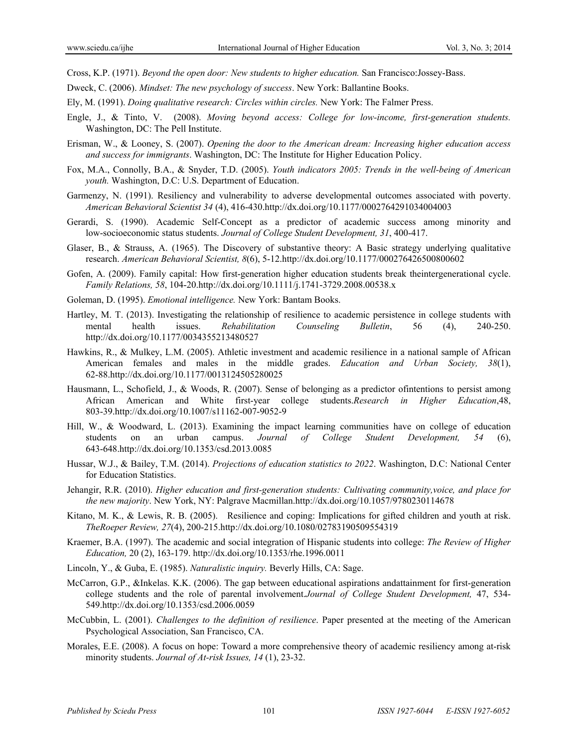Cross, K.P. (1971). *Beyond the open door: New students to higher education.* San Francisco:Jossey-Bass.

Dweck, C. (2006). *Mindset: The new psychology of success*. New York: Ballantine Books.

Ely, M. (1991). *Doing qualitative research: Circles within circles.* New York: The Falmer Press.

Engle, J., & Tinto, V. (2008). *Moving beyond access: College for low-income, first-generation students.* Washington, DC: The Pell Institute.

Erisman, W., & Looney, S. (2007). *Opening the door to the American dream: Increasing higher education access and success for immigrants*. Washington, DC: The Institute for Higher Education Policy.

Fox, M.A., Connolly, B.A., & Snyder, T.D. (2005). *Youth indicators 2005: Trends in the well-being of American youth.* Washington, D.C: U.S. Department of Education.

Garmenzy, N. (1991). Resiliency and vulnerability to adverse developmental outcomes associated with poverty. *American Behavioral Scientist 34* (4), 416-430.http://dx.doi.org/10.1177/0002764291034004003

Gerardi, S. (1990). Academic Self-Concept as a predictor of academic success among minority and low-socioeconomic status students. *Journal of College Student Development, 31*, 400-417.

Glaser, B., & Strauss, A. (1965). The Discovery of substantive theory: A Basic strategy underlying qualitative research. *American Behavioral Scientist, 8*(6), 5-12.http://dx.doi.org/10.1177/000276426500800602

Gofen, A. (2009). Family capital: How first-generation higher education students break theintergenerational cycle. *Family Relations, 58*, 104-20.http://dx.doi.org/10.1111/j.1741-3729.2008.00538.x

Goleman, D. (1995). *Emotional intelligence.* New York: Bantam Books.

Hartley, M. T. (2013). Investigating the relationship of resilience to academic persistence in college students with mental health issues. *Rehabilitation Counseling Bulletin*, 56 (4), 240-250. http://dx.doi.org/10.1177/0034355213480527

Hawkins, R., & Mulkey, L.M. (2005). Athletic investment and academic resilience in a national sample of African American females and males in the middle grades. *Education and Urban Society, 38*(1), 62-88.http://dx.doi.org/10.1177/0013124505280025

Hausmann, L., Schofield, J., & Woods, R. (2007). Sense of belonging as a predictor ofintentions to persist among African American and White first-year college students.*Research in Higher Education*,48, 803-39.http://dx.doi.org/10.1007/s11162-007-9052-9

Hill, W., & Woodward, L. (2013). Examining the impact learning communities have on college of education students on an urban campus. *Journal of College Student Development, 54* (6), 643-648.http://dx.doi.org/10.1353/csd.2013.0085

Hussar, W.J., & Bailey, T.M. (2014). *Projections of education statistics to 2022*. Washington, D.C: National Center for Education Statistics.

Jehangir, R.R. (2010). *Higher education and first-generation students: Cultivating community,voice, and place for the new majority*. New York, NY: Palgrave Macmillan.http://dx.doi.org/10.1057/9780230114678

Kitano, M. K., & Lewis, R. B. (2005). Resilience and coping: Implications for gifted children and youth at risk. *TheRoeper Review, 27*(4), 200-215.http://dx.doi.org/10.1080/02783190509554319

Kraemer, B.A. (1997). The academic and social integration of Hispanic students into college: *The Review of Higher Education,* 20 (2), 163-179. http://dx.doi.org/10.1353/rhe.1996.0011

Lincoln, Y., & Guba, E. (1985). *Naturalistic inquiry.* Beverly Hills, CA: Sage.

McCarron, G.P., &Inkelas. K.K. (2006). The gap between educational aspirations andattainment for first-generation college students and the role of parental involvement.*Journal of College Student Development,* 47, 534-549.http://dx.doi.org/10.1353/csd.2006.0059

McCubbin, L. (2001). *Challenges to the definition of resilience*. Paper presented at the meeting of the American Psychological Association, San Francisco, CA.

Morales, E.E. (2008). A focus on hope: Toward a more comprehensive theory of academic resiliency among at-risk minority students. *Journal of At-risk Issues, 14* (1), 23-32.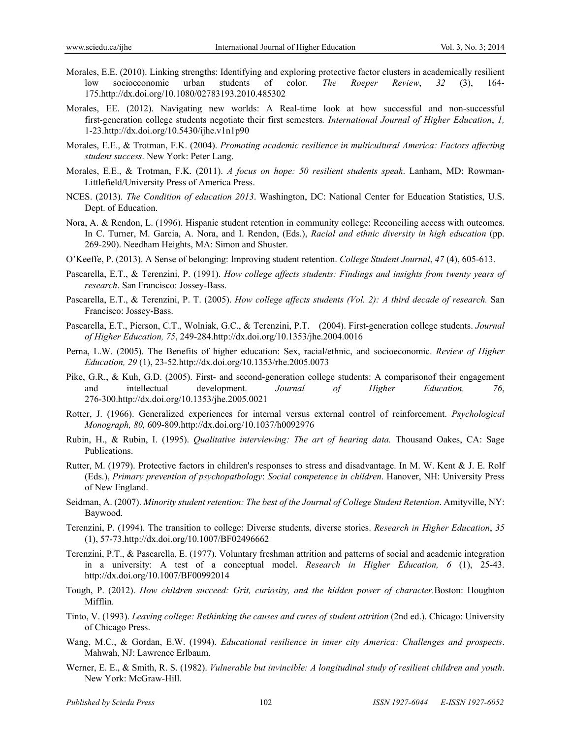Morales, E.E. (2010). Linking strengths: Identifying and exploring protective factor clusters in academically resilient low socioeconomic urban students of color. *The Roeper Review*, *32* (3), 164-175.http://dx.doi.org/10.1080/02783193.2010.485302

Morales, EE. (2012). Navigating new worlds: A Real-time look at how successful and non-successful first-generation college students negotiate their first semesters*. International Journal of Higher Education*, *1,* 1-23.http://dx.doi.org/10.5430/ijhe.v1n1p90

Morales, E.E., & Trotman, F.K. (2004). *Promoting academic resilience in multicultural America: Factors affecting student success*. New York: Peter Lang.

Morales, E.E., & Trotman, F.K. (2011). *A focus on hope: 50 resilient students speak*. Lanham, MD: Rowman-Littlefield/University Press of America Press.

NCES. (2013). *The Condition of education 2013*. Washington, DC: National Center for Education Statistics, U.S. Dept. of Education.

Nora, A. & Rendon, L. (1996). Hispanic student retention in community college: Reconciling access with outcomes. In C. Turner, M. Garcia, A. Nora, and I. Rendon, (Eds.), *Racial and ethnic diversity in high education* (pp. 269-290). Needham Heights, MA: Simon and Shuster.

O'Keeffe, P. (2013). A Sense of belonging: Improving student retention. *College Student Journal*, *47* (4), 605-613.

Pascarella, E.T., & Terenzini, P. (1991). *How college affects students: Findings and insights from twenty years of research*. San Francisco: Jossey-Bass.

Pascarella, E.T., & Terenzini, P. T. (2005). *How college affects students (Vol. 2): A third decade of research.* San Francisco: Jossey-Bass.

Pascarella, E.T., Pierson, C.T., Wolniak, G.C., & Terenzini, P.T. (2004). First-generation college students. *Journal of Higher Education, 75*, 249-284.http://dx.doi.org/10.1353/jhe.2004.0016

Perna, L.W. (2005). The Benefits of higher education: Sex, racial/ethnic, and socioeconomic. *Review of Higher Education, 29* (1), 23-52.http://dx.doi.org/10.1353/rhe.2005.0073

Pike, G.R., & Kuh, G.D. (2005). First- and second-generation college students: A comparisonof their engagement and intellectual development. *Journal of Higher Education, 76*, 276-300.http://dx.doi.org/10.1353/jhe.2005.0021

Rotter, J. (1966). Generalized experiences for internal versus external control of reinforcement. *Psychological Monograph, 80,* 609-809.http://dx.doi.org/10.1037/h0092976

Rubin, H., & Rubin, I. (1995). *Qualitative interviewing: The art of hearing data.* Thousand Oakes, CA: Sage Publications.

Rutter, M. (1979). Protective factors in children's responses to stress and disadvantage. In M. W. Kent & J. E. Rolf (Eds.), *Primary prevention of psychopathology*: *Social competence in children*. Hanover, NH: University Press of New England.

Seidman, A. (2007). *Minority student retention: The best of the Journal of College Student Retention*. Amityville, NY: Baywood.

Terenzini, P. (1994). The transition to college: Diverse students, diverse stories. *Research in Higher Education*, *35* (1), 57-73.http://dx.doi.org/10.1007/BF02496662

Terenzini, P.T., & Pascarella, E. (1977). Voluntary freshman attrition and patterns of social and academic integration in a university: A test of a conceptual model. *Research in Higher Education, 6* (1), 25-43. http://dx.doi.org/10.1007/BF00992014

Tough, P. (2012). *How children succeed: Grit, curiosity, and the hidden power of character.*Boston: Houghton Mifflin.

Tinto, V. (1993). *Leaving college: Rethinking the causes and cures of student attrition* (2nd ed.). Chicago: University of Chicago Press.

Wang, M.C., & Gordan, E.W. (1994). *Educational resilience in inner city America: Challenges and prospects*. Mahwah, NJ: Lawrence Erlbaum.

Werner, E. E., & Smith, R. S. (1982). *Vulnerable but invincible: A longitudinal study of resilient children and youth*. New York: McGraw-Hill.